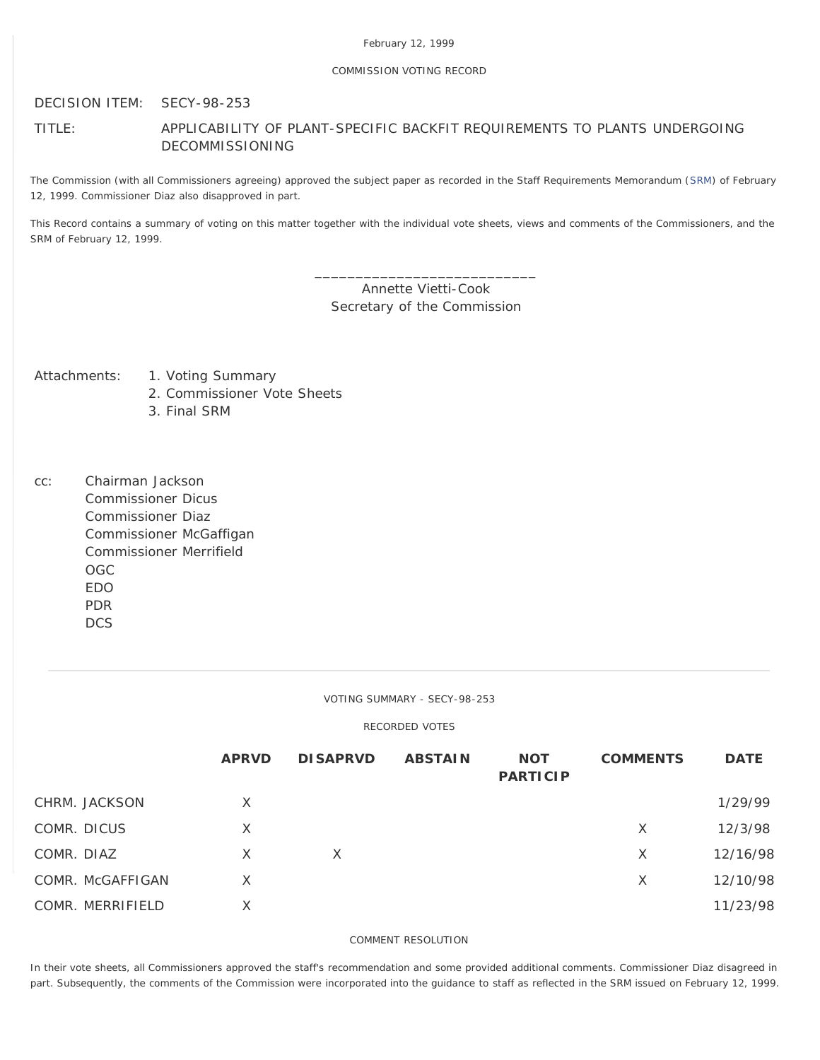February 12, 1999

COMMISSION VOTING RECORD

DECISION ITEM: SECY-98-253

TITLE: APPLICABILITY OF PLANT-SPECIFIC BACKFIT REQUIREMENTS TO PLANTS UNDERGOING DECOMMISSIONING

The Commission (with all Commissioners agreeing) approved the subject paper as recorded in the Staff Requirements Memorandum (SRM) of February 12, 1999. Commissioner Diaz also disapproved in part.

This Record contains a summary of voting on this matter together with the individual vote sheets, views and comments of the Commissioners, and the SRM of February 12, 1999.

_____________________________
Annette Vietti-Cook
Secretary of the Commission

Attachments:
1. Voting Summary
2. Commissioner Vote Sheets
3. Final SRM

cc:
Chairman Jackson
Commissioner Dicus
Commissioner Diaz
Commissioner McGaffigan
Commissioner Merrifield
OGC
EDO
PDR
DCS

---

VOTING SUMMARY - SECY-98-253

RECORDED VOTES

| | APRVD | DISAPRVD | ABSTAIN | NOT PARTICIP | COMMENTS | DATE |
|---|---|---|---|---|---|---|
| CHRM. JACKSON | X | | | | | 1/29/99 |
| COMR. DICUS | X | | | | X | 12/3/98 |
| COMR. DIAZ | X | X | | | X | 12/16/98 |
| COMR. McGAFFIGAN | X | | | | X | 12/10/98 |
| COMR. MERRIFIELD | X | | | | | 11/23/98 |

COMMENT RESOLUTION

In their vote sheets, all Commissioners approved the staff's recommendation and some provided additional comments. Commissioner Diaz disagreed in part. Subsequently, the comments of the Commission were incorporated into the guidance to staff as reflected in the SRM issued on February 12, 1999.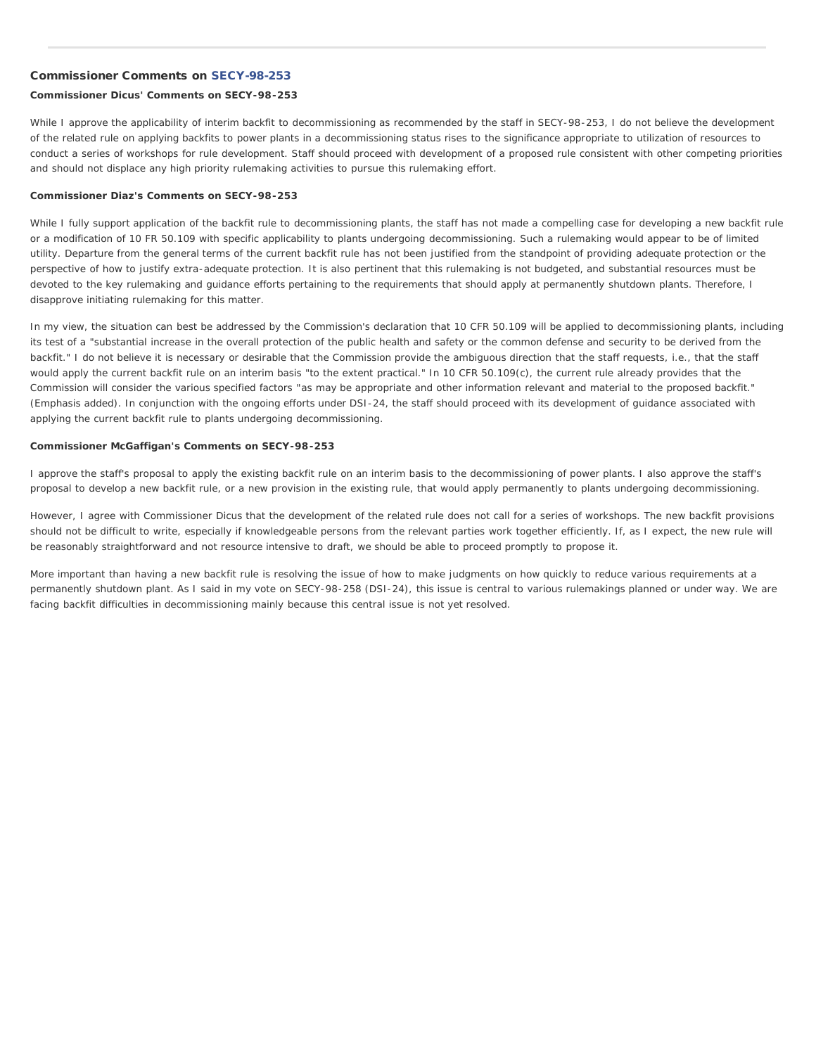## Commissioner Comments on SECY-98-253

### Commissioner Dicus' Comments on SECY-98-253

While I approve the applicability of interim backfit to decommissioning as recommended by the staff in SECY-98-253, I do not believe the development of the related rule on applying backfits to power plants in a decommissioning status rises to the significance appropriate to utilization of resources to conduct a series of workshops for rule development. Staff should proceed with development of a proposed rule consistent with other competing priorities and should not displace any high priority rulemaking activities to pursue this rulemaking effort.

### Commissioner Diaz's Comments on SECY-98-253

While I fully support application of the backfit rule to decommissioning plants, the staff has not made a compelling case for developing a new backfit rule or a modification of 10 FR 50.109 with specific applicability to plants undergoing decommissioning. Such a rulemaking would appear to be of limited utility. Departure from the general terms of the current backfit rule has not been justified from the standpoint of providing adequate protection or the perspective of how to justify extra-adequate protection. It is also pertinent that this rulemaking is not budgeted, and substantial resources must be devoted to the key rulemaking and guidance efforts pertaining to the requirements that should apply at permanently shutdown plants. Therefore, I disapprove initiating rulemaking for this matter.

In my view, the situation can best be addressed by the Commission's declaration that 10 CFR 50.109 will be applied to decommissioning plants, including its test of a "substantial increase in the overall protection of the public health and safety or the common defense and security to be derived from the backfit." I do not believe it is necessary or desirable that the Commission provide the ambiguous direction that the staff requests, i.e., that the staff would apply the current backfit rule on an interim basis "to the extent practical." In 10 CFR 50.109(c), the current rule already provides that the Commission will consider the various specified factors "as may be appropriate and other information relevant and material to the proposed backfit." (Emphasis added). In conjunction with the ongoing efforts under DSI-24, the staff should proceed with its development of guidance associated with applying the current backfit rule to plants undergoing decommissioning.

### Commissioner McGaffigan's Comments on SECY-98-253

I approve the staff's proposal to apply the existing backfit rule on an interim basis to the decommissioning of power plants. I also approve the staff's proposal to develop a new backfit rule, or a new provision in the existing rule, that would apply permanently to plants undergoing decommissioning.

However, I agree with Commissioner Dicus that the development of the related rule does not call for a series of workshops. The new backfit provisions should not be difficult to write, especially if knowledgeable persons from the relevant parties work together efficiently. If, as I expect, the new rule will be reasonably straightforward and not resource intensive to draft, we should be able to proceed promptly to propose it.

More important than having a new backfit rule is resolving the issue of how to make judgments on how quickly to reduce various requirements at a permanently shutdown plant. As I said in my vote on SECY-98-258 (DSI-24), this issue is central to various rulemakings planned or under way. We are facing backfit difficulties in decommissioning mainly because this central issue is not yet resolved.